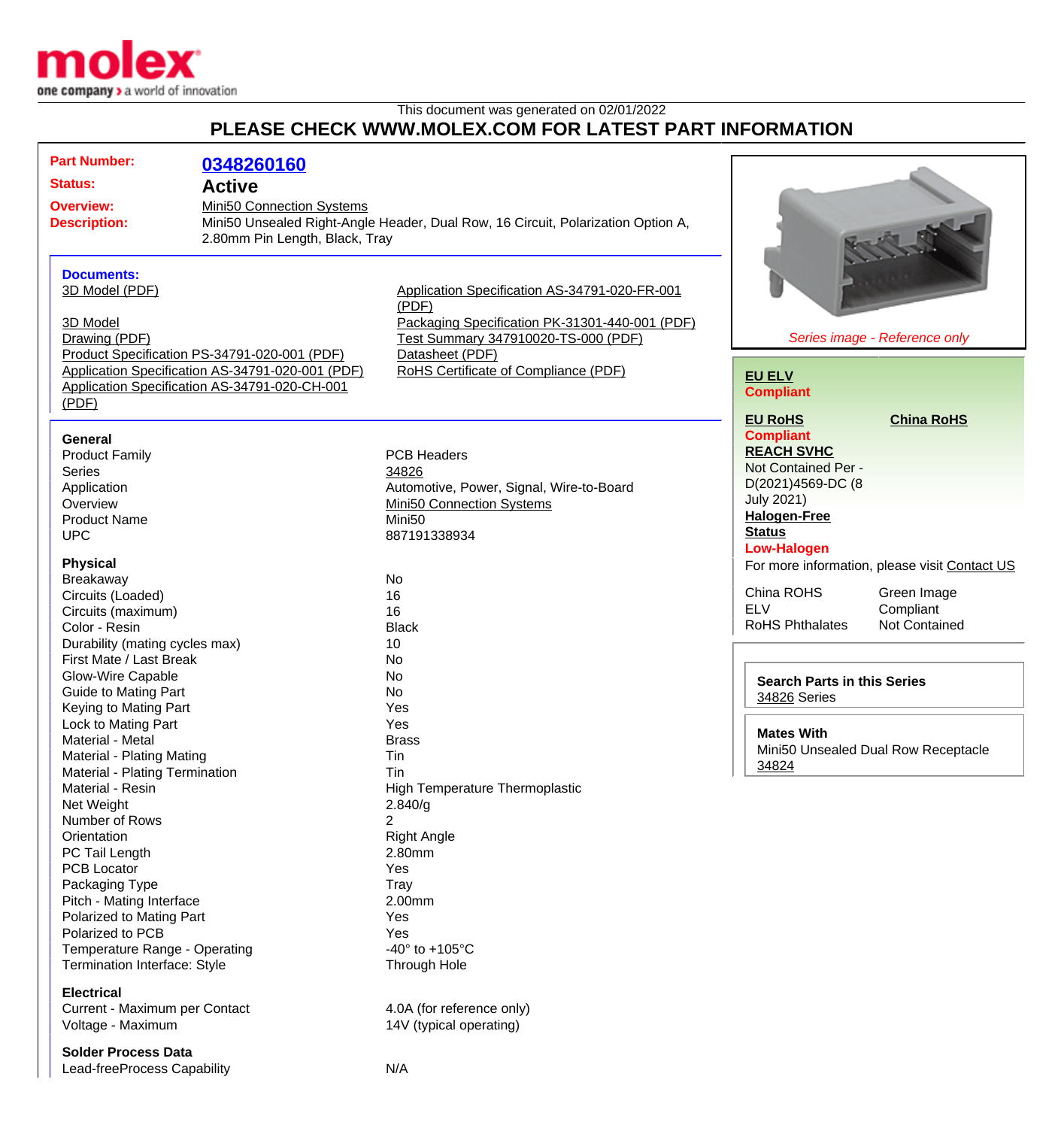This document was generated on 02/01/2022

# PLEASE CHECK WWW.MOLEX.COM FOR LATEST PART INFORMATION

**Part Number:** 0348260160

**Status:** **Active**

**Overview:** Mini50 Connection Systems

**Description:** Mini50 Unsealed Right-Angle Header, Dual Row, 16 Circuit, Polarization Option A, 2.80mm Pin Length, Black, Tray

*Series image - Reference only*

**Documents:**

- 3D Model (PDF)
- 3D Model
- Drawing (PDF)
- Product Specification PS-34791-020-001 (PDF)
- Application Specification AS-34791-020-001 (PDF)
- Application Specification AS-34791-020-CH-001 (PDF)
- Application Specification AS-34791-020-FR-001 (PDF)
- Packaging Specification PK-31301-440-001 (PDF)
- Test Summary 347910020-TS-000 (PDF)
- Datasheet (PDF)
- RoHS Certificate of Compliance (PDF)

**EU ELV**
**Compliant**

**EU RoHS** **China RoHS**
**Compliant**

**REACH SVHC**
Not Contained Per - D(2021)4569-DC (8 July 2021)

**Halogen-Free Status**
**Low-Halogen**

For more information, please visit Contact US

| | |
|---|---|
| China ROHS | Green Image |
| ELV | Compliant |
| RoHS Phthalates | Not Contained |

**Search Parts in this Series**
34826 Series

**Mates With**
Mini50 Unsealed Dual Row Receptacle 34824

### General

| | |
|---|---|
| Product Family | PCB Headers |
| Series | 34826 |
| Application | Automotive, Power, Signal, Wire-to-Board |
| Overview | Mini50 Connection Systems |
| Product Name | Mini50 |
| UPC | 887191338934 |

### Physical

| | |
|---|---|
| Breakaway | No |
| Circuits (Loaded) | 16 |
| Circuits (maximum) | 16 |
| Color - Resin | Black |
| Durability (mating cycles max) | 10 |
| First Mate / Last Break | No |
| Glow-Wire Capable | No |
| Guide to Mating Part | No |
| Keying to Mating Part | Yes |
| Lock to Mating Part | Yes |
| Material - Metal | Brass |
| Material - Plating Mating | Tin |
| Material - Plating Termination | Tin |
| Material - Resin | High Temperature Thermoplastic |
| Net Weight | 2.840/g |
| Number of Rows | 2 |
| Orientation | Right Angle |
| PC Tail Length | 2.80mm |
| PCB Locator | Yes |
| Packaging Type | Tray |
| Pitch - Mating Interface | 2.00mm |
| Polarized to Mating Part | Yes |
| Polarized to PCB | Yes |
| Temperature Range - Operating | -40° to +105°C |
| Termination Interface: Style | Through Hole |

### Electrical

| | |
|---|---|
| Current - Maximum per Contact | 4.0A (for reference only) |
| Voltage - Maximum | 14V (typical operating) |

### Solder Process Data

| | |
|---|---|
| Lead-freeProcess Capability | N/A |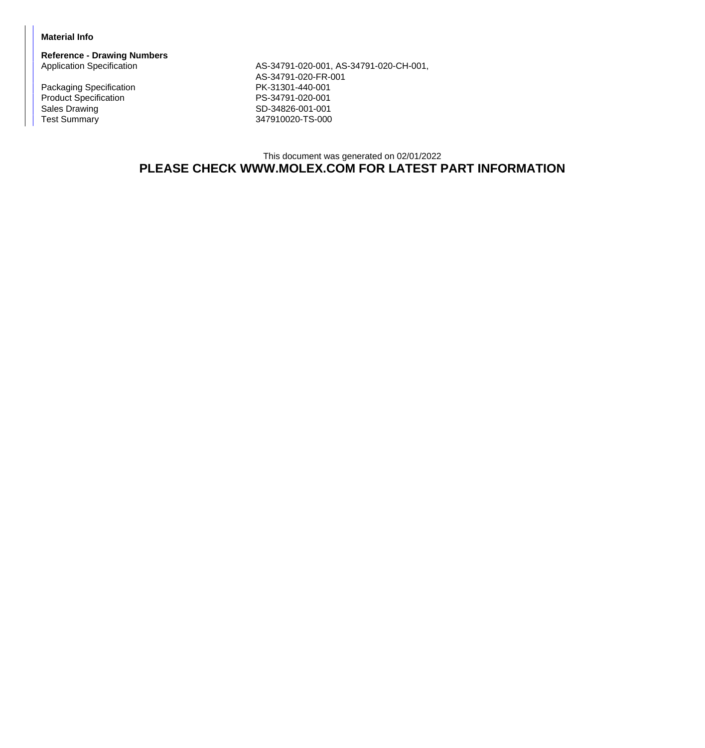**Material Info**

**Reference - Drawing Numbers**

| | |
|---|---|
| Application Specification | AS-34791-020-001, AS-34791-020-CH-001, AS-34791-020-FR-001 |
| Packaging Specification | PK-31301-440-001 |
| Product Specification | PS-34791-020-001 |
| Sales Drawing | SD-34826-001-001 |
| Test Summary | 347910020-TS-000 |

This document was generated on 02/01/2022

**PLEASE CHECK WWW.MOLEX.COM FOR LATEST PART INFORMATION**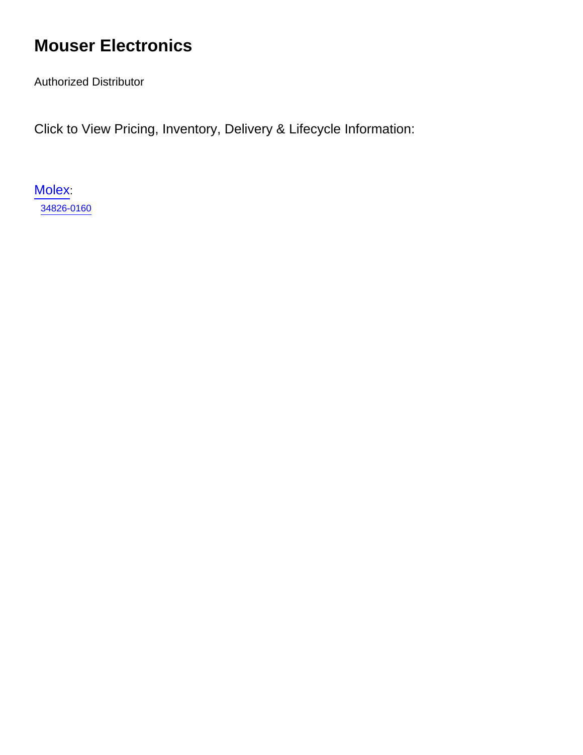# Mouser Electronics

Authorized Distributor

Click to View Pricing, Inventory, Delivery & Lifecycle Information:

Molex:

34826-0160